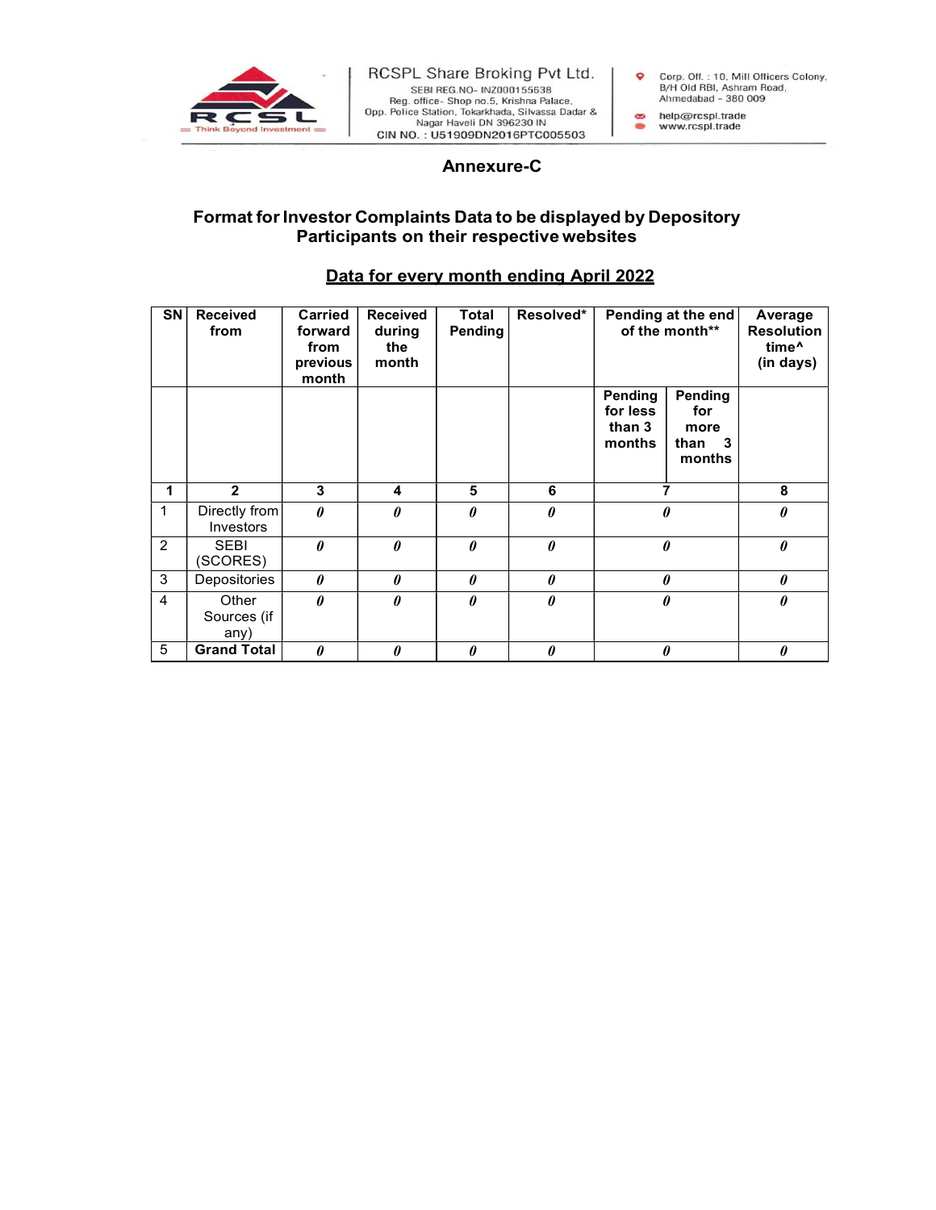RCSPL Share Broking Pvt Ltd.
SEBI REG.NO- INZ000155638
Reg. office- Shop no.5, Krishna Palace, Opp. Police Station, Tokarkhada, Silvassa Dadar & Nagar Haveli DN 396230 IN
CIN NO. : U51909DN2016PTC005503

Corp. Off. : 10, Mill Officers Colony, B/H Old RBI, Ashram Road, Ahmedabad - 380 009
help@rcspl.trade
www.rcspl.trade

## Annexure-C

### Format for Investor Complaints Data to be displayed by Depository Participants on their respective websites

**Data for every month ending April 2022**

| SN | Received from | Carried forward from previous month | Received during the month | Total Pending | Resolved* | Pending at the end of the month** | | Average Resolution time^ (in days) |
|---|---|---|---|---|---|---|---|---|
| | | | | | | Pending for less than 3 months | Pending for more than 3 months | |
| 1 | 2 | 3 | 4 | 5 | 6 | 7 | | 8 |
| 1 | Directly from Investors | 0 | 0 | 0 | 0 | 0 | | 0 |
| 2 | SEBI (SCORES) | 0 | 0 | 0 | 0 | 0 | | 0 |
| 3 | Depositories | 0 | 0 | 0 | 0 | 0 | | 0 |
| 4 | Other Sources (if any) | 0 | 0 | 0 | 0 | 0 | | 0 |
| 5 | **Grand Total** | 0 | 0 | 0 | 0 | 0 | | 0 |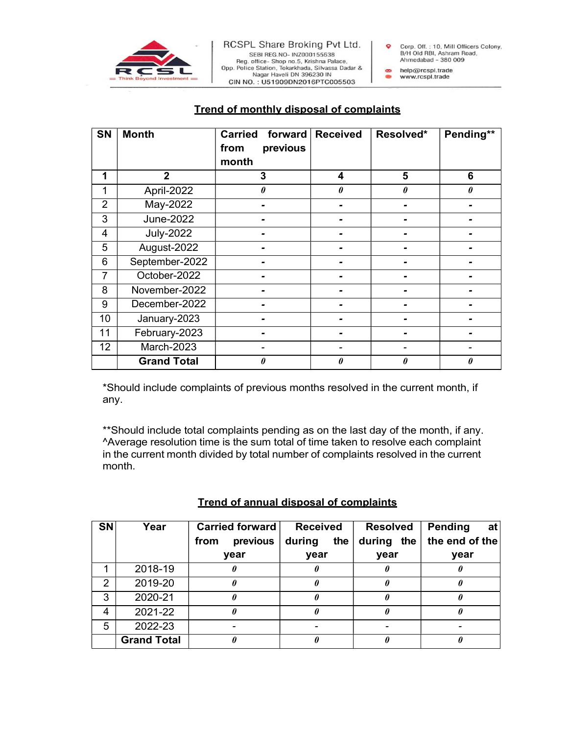## Trend of monthly disposal of complaints

| SN | Month | Carried forward from previous month | Received | Resolved* | Pending** |
|---|---|---|---|---|---|
| 1 | 2 | 3 | 4 | 5 | 6 |
| 1 | April-2022 | *0* | *0* | *0* | *0* |
| 2 | May-2022 | - | - | - | - |
| 3 | June-2022 | - | - | - | - |
| 4 | July-2022 | - | - | - | - |
| 5 | August-2022 | - | - | - | - |
| 6 | September-2022 | - | - | - | - |
| 7 | October-2022 | - | - | - | - |
| 8 | November-2022 | - | - | - | - |
| 9 | December-2022 | - | - | - | - |
| 10 | January-2023 | - | - | - | - |
| 11 | February-2023 | - | - | - | - |
| 12 | March-2023 | - | - | - | - |
| | **Grand Total** | *0* | *0* | *0* | *0* |

*Should include complaints of previous months resolved in the current month, if any.

**Should include total complaints pending as on the last day of the month, if any.
^Average resolution time is the sum total of time taken to resolve each complaint in the current month divided by total number of complaints resolved in the current month.

## Trend of annual disposal of complaints

| SN | Year | Carried forward from previous year | Received during the year | Resolved during the year | Pending at the end of the year |
|---|---|---|---|---|---|
| 1 | 2018-19 | *0* | *0* | *0* | *0* |
| 2 | 2019-20 | *0* | *0* | *0* | *0* |
| 3 | 2020-21 | *0* | *0* | *0* | *0* |
| 4 | 2021-22 | *0* | *0* | *0* | *0* |
| 5 | 2022-23 | - | - | - | - |
| | **Grand Total** | *0* | *0* | *0* | *0* |